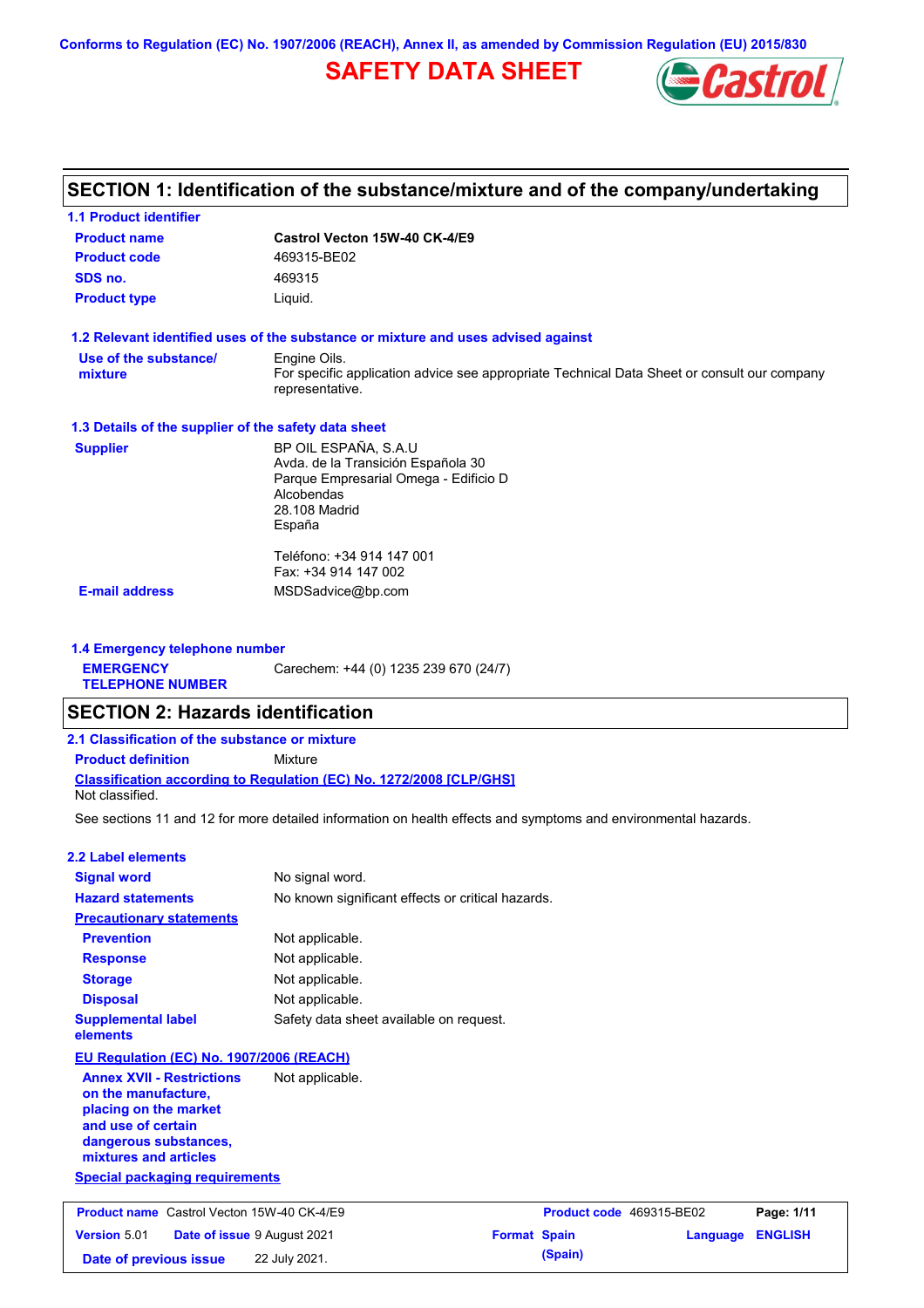Conforms to Regulation (EC) No. 1907/2006 (REACH), Annex II, as amended by Commission Regulation (EU) 2015/830

# SAFETY DATA SHEET

## SECTION 1: Identification of the substance/mixture and of the company/undertaking

### 1.1 Product identifier

| | |
|---|---|
| **Product name** | **Castrol Vecton 15W-40 CK-4/E9** |
| **Product code** | 469315-BE02 |
| **SDS no.** | 469315 |
| **Product type** | Liquid. |

### 1.2 Relevant identified uses of the substance or mixture and uses advised against

| | |
|---|---|
| **Use of the substance/ mixture** | Engine Oils. For specific application advice see appropriate Technical Data Sheet or consult our company representative. |

### 1.3 Details of the supplier of the safety data sheet

| | |
|---|---|
| **Supplier** | BP OIL ESPAÑA, S.A.U<br>Avda. de la Transición Española 30<br>Parque Empresarial Omega - Edificio D<br>Alcobendas<br>28.108 Madrid<br>España<br><br>Teléfono: +34 914 147 001<br>Fax: +34 914 147 002 |
| **E-mail address** | MSDSadvice@bp.com |

### 1.4 Emergency telephone number

| | |
|---|---|
| **EMERGENCY TELEPHONE NUMBER** | Carechem: +44 (0) 1235 239 670 (24/7) |

## SECTION 2: Hazards identification

### 2.1 Classification of the substance or mixture

**Product definition** Mixture

**Classification according to Regulation (EC) No. 1272/2008 [CLP/GHS]**

Not classified.

See sections 11 and 12 for more detailed information on health effects and symptoms and environmental hazards.

### 2.2 Label elements

| | |
|---|---|
| **Signal word** | No signal word. |
| **Hazard statements** | No known significant effects or critical hazards. |
| **Precautionary statements** | |
| **Prevention** | Not applicable. |
| **Response** | Not applicable. |
| **Storage** | Not applicable. |
| **Disposal** | Not applicable. |
| **Supplemental label elements** | Safety data sheet available on request. |

**EU Regulation (EC) No. 1907/2006 (REACH)**

| | |
|---|---|
| **Annex XVII - Restrictions on the manufacture, placing on the market and use of certain dangerous substances, mixtures and articles** | Not applicable. |

**Special packaging requirements**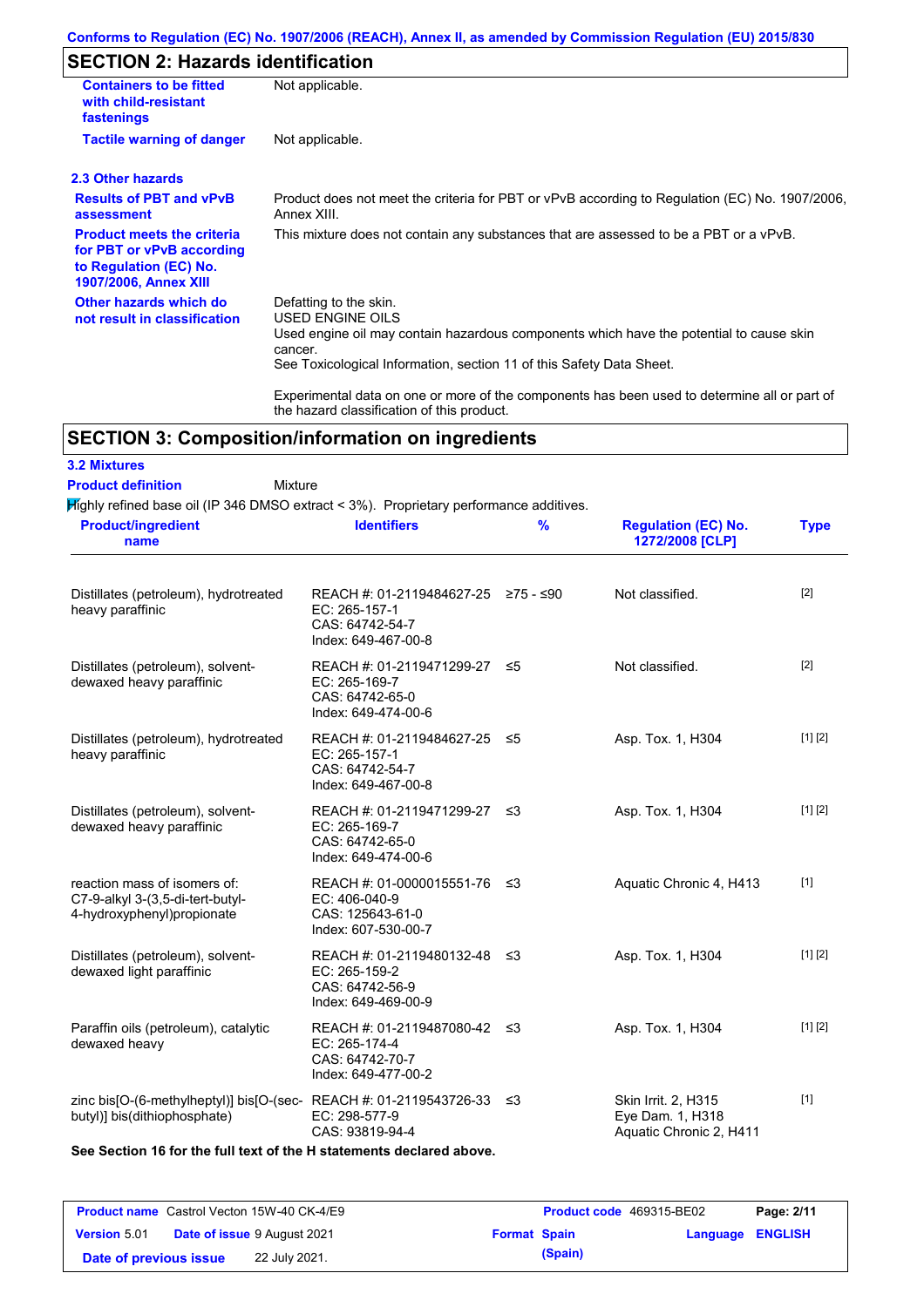## SECTION 2: Hazards identification

| | |
|---|---|
| **Containers to be fitted with child-resistant fastenings** | Not applicable. |
| **Tactile warning of danger** | Not applicable. |

### 2.3 Other hazards

| | |
|---|---|
| **Results of PBT and vPvB assessment** | Product does not meet the criteria for PBT or vPvB according to Regulation (EC) No. 1907/2006, Annex XIII. |
| **Product meets the criteria for PBT or vPvB according to Regulation (EC) No. 1907/2006, Annex XIII** | This mixture does not contain any substances that are assessed to be a PBT or a vPvB. |
| **Other hazards which do not result in classification** | Defatting to the skin.<br>USED ENGINE OILS<br>Used engine oil may contain hazardous components which have the potential to cause skin cancer.<br>See Toxicological Information, section 11 of this Safety Data Sheet.<br><br>Experimental data on one or more of the components has been used to determine all or part of the hazard classification of this product. |

## SECTION 3: Composition/information on ingredients

### 3.2 Mixtures

**Product definition** Mixture

Highly refined base oil (IP 346 DMSO extract < 3%). Proprietary performance additives.

| Product/ingredient name | Identifiers | % | Regulation (EC) No. 1272/2008 [CLP] | Type |
|---|---|---|---|---|
| Distillates (petroleum), hydrotreated heavy paraffinic | REACH #: 01-2119484627-25<br>EC: 265-157-1<br>CAS: 64742-54-7<br>Index: 649-467-00-8 | ≥75 - ≤90 | Not classified. | [2] |
| Distillates (petroleum), solvent-dewaxed heavy paraffinic | REACH #: 01-2119471299-27<br>EC: 265-169-7<br>CAS: 64742-65-0<br>Index: 649-474-00-6 | ≤5 | Not classified. | [2] |
| Distillates (petroleum), hydrotreated heavy paraffinic | REACH #: 01-2119484627-25<br>EC: 265-157-1<br>CAS: 64742-54-7<br>Index: 649-467-00-8 | ≤5 | Asp. Tox. 1, H304 | [1] [2] |
| Distillates (petroleum), solvent-dewaxed heavy paraffinic | REACH #: 01-2119471299-27<br>EC: 265-169-7<br>CAS: 64742-65-0<br>Index: 649-474-00-6 | ≤3 | Asp. Tox. 1, H304 | [1] [2] |
| reaction mass of isomers of: C7-9-alkyl 3-(3,5-di-tert-butyl-4-hydroxyphenyl)propionate | REACH #: 01-0000015551-76<br>EC: 406-040-9<br>CAS: 125643-61-0<br>Index: 607-530-00-7 | ≤3 | Aquatic Chronic 4, H413 | [1] |
| Distillates (petroleum), solvent-dewaxed light paraffinic | REACH #: 01-2119480132-48<br>EC: 265-159-2<br>CAS: 64742-56-9<br>Index: 649-469-00-9 | ≤3 | Asp. Tox. 1, H304 | [1] [2] |
| Paraffin oils (petroleum), catalytic dewaxed heavy | REACH #: 01-2119487080-42<br>EC: 265-174-4<br>CAS: 64742-70-7<br>Index: 649-477-00-2 | ≤3 | Asp. Tox. 1, H304 | [1] [2] |
| zinc bis[O-(6-methylheptyl)] bis[O-(sec-butyl)] bis(dithiophosphate) | REACH #: 01-2119543726-33<br>EC: 298-577-9<br>CAS: 93819-94-4 | ≤3 | Skin Irrit. 2, H315<br>Eye Dam. 1, H318<br>Aquatic Chronic 2, H411 | [1] |

**See Section 16 for the full text of the H statements declared above.**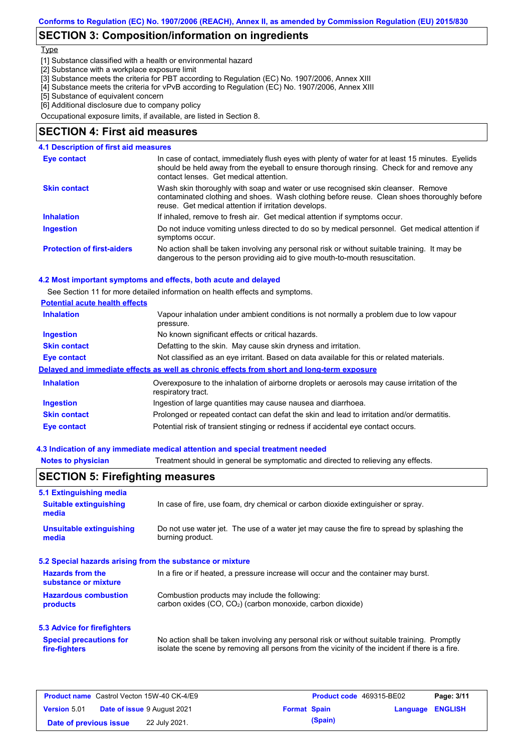## SECTION 3: Composition/information on ingredients

Type

[1] Substance classified with a health or environmental hazard
[2] Substance with a workplace exposure limit
[3] Substance meets the criteria for PBT according to Regulation (EC) No. 1907/2006, Annex XIII
[4] Substance meets the criteria for vPvB according to Regulation (EC) No. 1907/2006, Annex XIII
[5] Substance of equivalent concern
[6] Additional disclosure due to company policy

Occupational exposure limits, if available, are listed in Section 8.

## SECTION 4: First aid measures

### 4.1 Description of first aid measures

| | |
|---|---|
| **Eye contact** | In case of contact, immediately flush eyes with plenty of water for at least 15 minutes. Eyelids should be held away from the eyeball to ensure thorough rinsing. Check for and remove any contact lenses. Get medical attention. |
| **Skin contact** | Wash skin thoroughly with soap and water or use recognised skin cleanser. Remove contaminated clothing and shoes. Wash clothing before reuse. Clean shoes thoroughly before reuse. Get medical attention if irritation develops. |
| **Inhalation** | If inhaled, remove to fresh air. Get medical attention if symptoms occur. |
| **Ingestion** | Do not induce vomiting unless directed to do so by medical personnel. Get medical attention if symptoms occur. |
| **Protection of first-aiders** | No action shall be taken involving any personal risk or without suitable training. It may be dangerous to the person providing aid to give mouth-to-mouth resuscitation. |

### 4.2 Most important symptoms and effects, both acute and delayed

See Section 11 for more detailed information on health effects and symptoms.

**Potential acute health effects**

| | |
|---|---|
| **Inhalation** | Vapour inhalation under ambient conditions is not normally a problem due to low vapour pressure. |
| **Ingestion** | No known significant effects or critical hazards. |
| **Skin contact** | Defatting to the skin. May cause skin dryness and irritation. |
| **Eye contact** | Not classified as an eye irritant. Based on data available for this or related materials. |

**Delayed and immediate effects as well as chronic effects from short and long-term exposure**

| | |
|---|---|
| **Inhalation** | Overexposure to the inhalation of airborne droplets or aerosols may cause irritation of the respiratory tract. |
| **Ingestion** | Ingestion of large quantities may cause nausea and diarrhoea. |
| **Skin contact** | Prolonged or repeated contact can defat the skin and lead to irritation and/or dermatitis. |
| **Eye contact** | Potential risk of transient stinging or redness if accidental eye contact occurs. |

### 4.3 Indication of any immediate medical attention and special treatment needed

| | |
|---|---|
| **Notes to physician** | Treatment should in general be symptomatic and directed to relieving any effects. |

## SECTION 5: Firefighting measures

### 5.1 Extinguishing media

| | |
|---|---|
| **Suitable extinguishing media** | In case of fire, use foam, dry chemical or carbon dioxide extinguisher or spray. |
| **Unsuitable extinguishing media** | Do not use water jet. The use of a water jet may cause the fire to spread by splashing the burning product. |

### 5.2 Special hazards arising from the substance or mixture

| | |
|---|---|
| **Hazards from the substance or mixture** | In a fire or if heated, a pressure increase will occur and the container may burst. |
| **Hazardous combustion products** | Combustion products may include the following: carbon oxides (CO, $CO_2$) (carbon monoxide, carbon dioxide) |

### 5.3 Advice for firefighters

| | |
|---|---|
| **Special precautions for fire-fighters** | No action shall be taken involving any personal risk or without suitable training. Promptly isolate the scene by removing all persons from the vicinity of the incident if there is a fire. |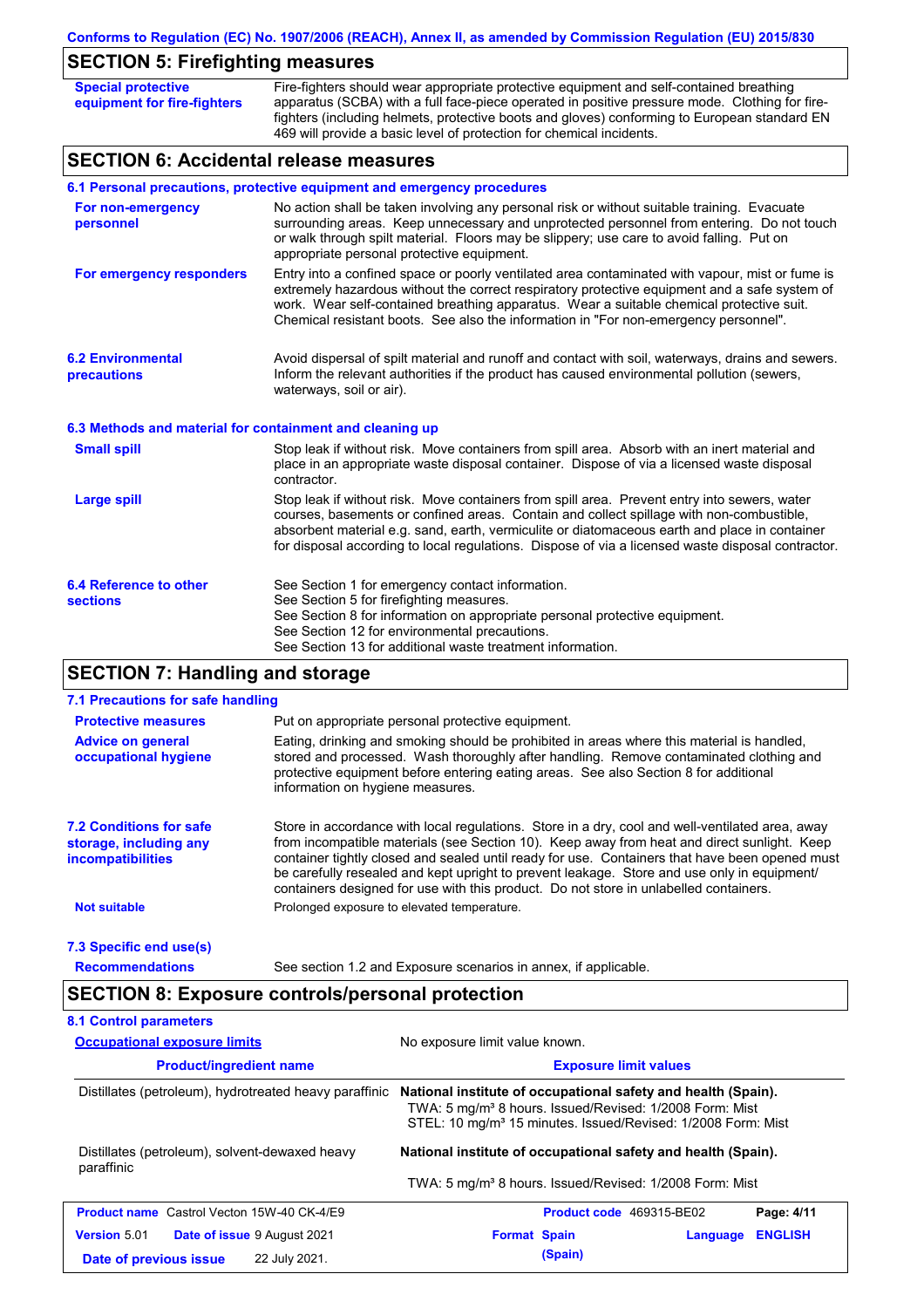## SECTION 5: Firefighting measures

**Special protective equipment for fire-fighters**

Fire-fighters should wear appropriate protective equipment and self-contained breathing apparatus (SCBA) with a full face-piece operated in positive pressure mode. Clothing for fire-fighters (including helmets, protective boots and gloves) conforming to European standard EN 469 will provide a basic level of protection for chemical incidents.

## SECTION 6: Accidental release measures

### 6.1 Personal precautions, protective equipment and emergency procedures

**For non-emergency personnel**

No action shall be taken involving any personal risk or without suitable training. Evacuate surrounding areas. Keep unnecessary and unprotected personnel from entering. Do not touch or walk through spilt material. Floors may be slippery; use care to avoid falling. Put on appropriate personal protective equipment.

**For emergency responders**

Entry into a confined space or poorly ventilated area contaminated with vapour, mist or fume is extremely hazardous without the correct respiratory protective equipment and a safe system of work. Wear self-contained breathing apparatus. Wear a suitable chemical protective suit. Chemical resistant boots. See also the information in "For non-emergency personnel".

### 6.2 Environmental precautions

Avoid dispersal of spilt material and runoff and contact with soil, waterways, drains and sewers. Inform the relevant authorities if the product has caused environmental pollution (sewers, waterways, soil or air).

### 6.3 Methods and material for containment and cleaning up

**Small spill**

Stop leak if without risk. Move containers from spill area. Absorb with an inert material and place in an appropriate waste disposal container. Dispose of via a licensed waste disposal contractor.

**Large spill**

Stop leak if without risk. Move containers from spill area. Prevent entry into sewers, water courses, basements or confined areas. Contain and collect spillage with non-combustible, absorbent material e.g. sand, earth, vermiculite or diatomaceous earth and place in container for disposal according to local regulations. Dispose of via a licensed waste disposal contractor.

### 6.4 Reference to other sections

See Section 1 for emergency contact information.
See Section 5 for firefighting measures.
See Section 8 for information on appropriate personal protective equipment.
See Section 12 for environmental precautions.
See Section 13 for additional waste treatment information.

## SECTION 7: Handling and storage

### 7.1 Precautions for safe handling

**Protective measures**

Put on appropriate personal protective equipment.

**Advice on general occupational hygiene**

Eating, drinking and smoking should be prohibited in areas where this material is handled, stored and processed. Wash thoroughly after handling. Remove contaminated clothing and protective equipment before entering eating areas. See also Section 8 for additional information on hygiene measures.

### 7.2 Conditions for safe storage, including any incompatibilities

Store in accordance with local regulations. Store in a dry, cool and well-ventilated area, away from incompatible materials (see Section 10). Keep away from heat and direct sunlight. Keep container tightly closed and sealed until ready for use. Containers that have been opened must be carefully resealed and kept upright to prevent leakage. Store and use only in equipment/containers designed for use with this product. Do not store in unlabelled containers.

**Not suitable**

Prolonged exposure to elevated temperature.

### 7.3 Specific end use(s)

**Recommendations**

See section 1.2 and Exposure scenarios in annex, if applicable.

## SECTION 8: Exposure controls/personal protection

### 8.1 Control parameters

**Occupational exposure limits**

No exposure limit value known.

| Product/ingredient name | Exposure limit values |
|---|---|
| Distillates (petroleum), hydrotreated heavy paraffinic | **National institute of occupational safety and health (Spain).** TWA: 5 mg/m³ 8 hours. Issued/Revised: 1/2008 Form: Mist STEL: 10 mg/m³ 15 minutes. Issued/Revised: 1/2008 Form: Mist |
| Distillates (petroleum), solvent-dewaxed heavy paraffinic | **National institute of occupational safety and health (Spain).** TWA: 5 mg/m³ 8 hours. Issued/Revised: 1/2008 Form: Mist |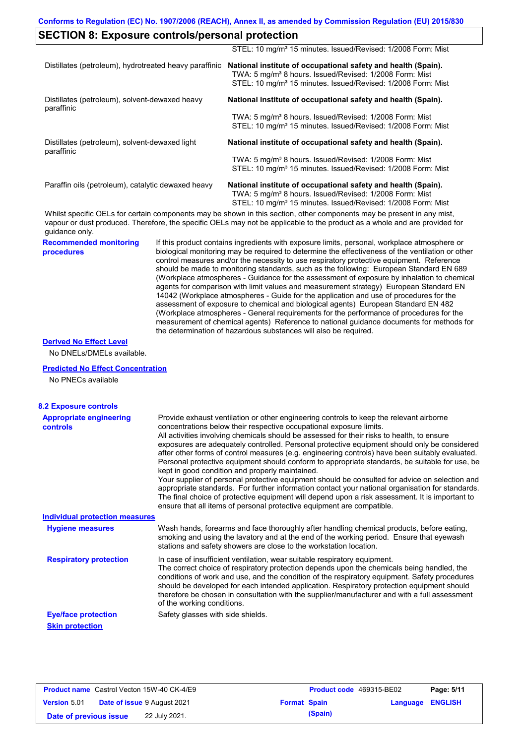## SECTION 8: Exposure controls/personal protection

| | |
|---|---|
| | STEL: 10 mg/m³ 15 minutes. Issued/Revised: 1/2008 Form: Mist |
| Distillates (petroleum), hydrotreated heavy paraffinic | **National institute of occupational safety and health (Spain).**<br>TWA: 5 mg/m³ 8 hours. Issued/Revised: 1/2008 Form: Mist<br>STEL: 10 mg/m³ 15 minutes. Issued/Revised: 1/2008 Form: Mist |
| Distillates (petroleum), solvent-dewaxed heavy paraffinic | **National institute of occupational safety and health (Spain).**<br>TWA: 5 mg/m³ 8 hours. Issued/Revised: 1/2008 Form: Mist<br>STEL: 10 mg/m³ 15 minutes. Issued/Revised: 1/2008 Form: Mist |
| Distillates (petroleum), solvent-dewaxed light paraffinic | **National institute of occupational safety and health (Spain).**<br>TWA: 5 mg/m³ 8 hours. Issued/Revised: 1/2008 Form: Mist<br>STEL: 10 mg/m³ 15 minutes. Issued/Revised: 1/2008 Form: Mist |
| Paraffin oils (petroleum), catalytic dewaxed heavy | **National institute of occupational safety and health (Spain).**<br>TWA: 5 mg/m³ 8 hours. Issued/Revised: 1/2008 Form: Mist<br>STEL: 10 mg/m³ 15 minutes. Issued/Revised: 1/2008 Form: Mist |

Whilst specific OELs for certain components may be shown in this section, other components may be present in any mist, vapour or dust produced. Therefore, the specific OELs may not be applicable to the product as a whole and are provided for guidance only.

**Recommended monitoring procedures**

If this product contains ingredients with exposure limits, personal, workplace atmosphere or biological monitoring may be required to determine the effectiveness of the ventilation or other control measures and/or the necessity to use respiratory protective equipment. Reference should be made to monitoring standards, such as the following: European Standard EN 689 (Workplace atmospheres - Guidance for the assessment of exposure by inhalation to chemical agents for comparison with limit values and measurement strategy) European Standard EN 14042 (Workplace atmospheres - Guide for the application and use of procedures for the assessment of exposure to chemical and biological agents) European Standard EN 482 (Workplace atmospheres - General requirements for the performance of procedures for the measurement of chemical agents) Reference to national guidance documents for methods for the determination of hazardous substances will also be required.

**Derived No Effect Level**

No DNELs/DMELs available.

**Predicted No Effect Concentration**

No PNECs available

### 8.2 Exposure controls

**Appropriate engineering controls**

Provide exhaust ventilation or other engineering controls to keep the relevant airborne concentrations below their respective occupational exposure limits.
All activities involving chemicals should be assessed for their risks to health, to ensure exposures are adequately controlled. Personal protective equipment should only be considered after other forms of control measures (e.g. engineering controls) have been suitably evaluated. Personal protective equipment should conform to appropriate standards, be suitable for use, be kept in good condition and properly maintained.
Your supplier of personal protective equipment should be consulted for advice on selection and appropriate standards. For further information contact your national organisation for standards. The final choice of protective equipment will depend upon a risk assessment. It is important to ensure that all items of personal protective equipment are compatible.

**Individual protection measures**

**Hygiene measures**

Wash hands, forearms and face thoroughly after handling chemical products, before eating, smoking and using the lavatory and at the end of the working period. Ensure that eyewash stations and safety showers are close to the workstation location.

**Respiratory protection**

In case of insufficient ventilation, wear suitable respiratory equipment.
The correct choice of respiratory protection depends upon the chemicals being handled, the conditions of work and use, and the condition of the respiratory equipment. Safety procedures should be developed for each intended application. Respiratory protection equipment should therefore be chosen in consultation with the supplier/manufacturer and with a full assessment of the working conditions.

**Eye/face protection**

Safety glasses with side shields.

**Skin protection**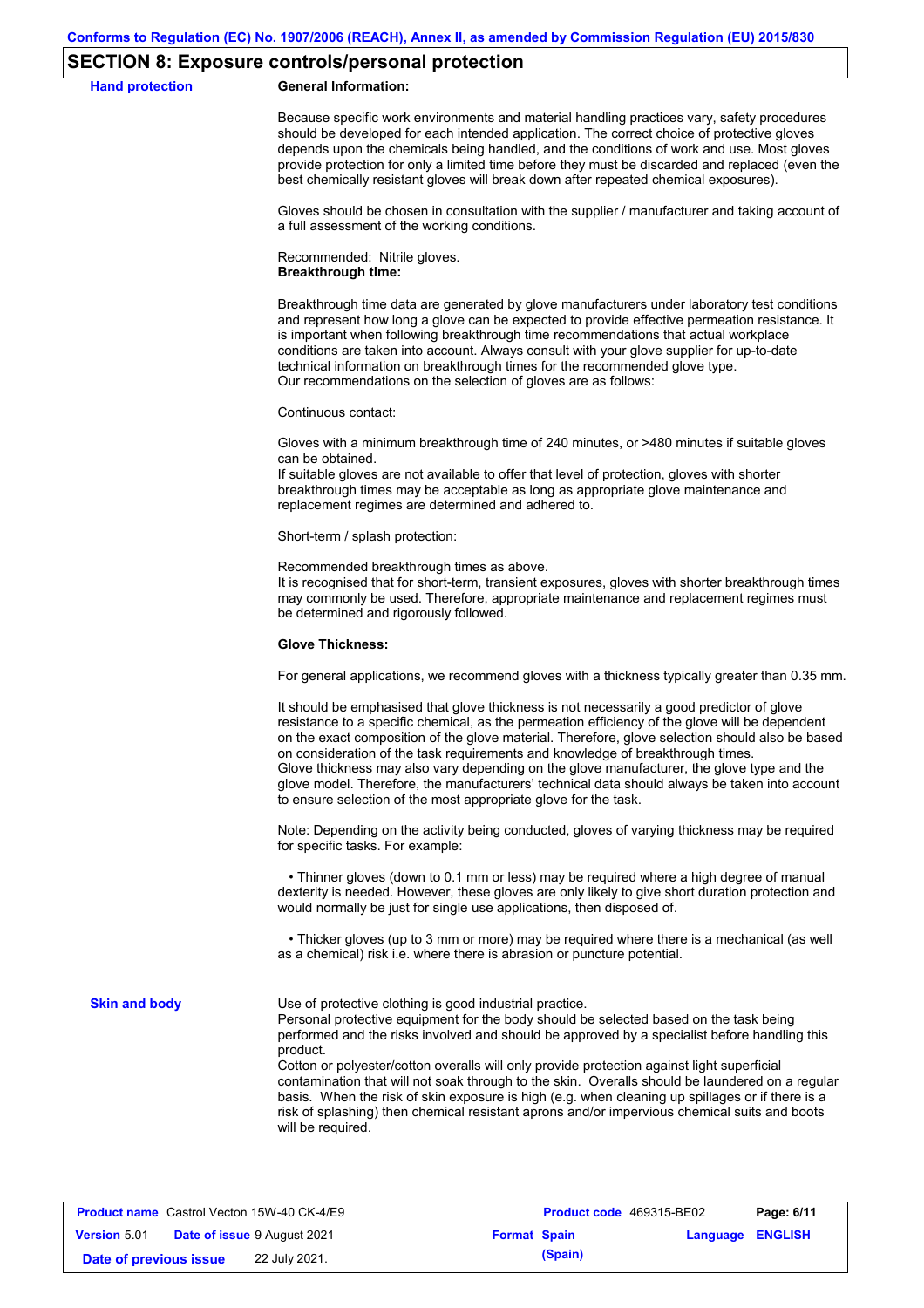## SECTION 8: Exposure controls/personal protection

**Hand protection**

**General Information:**

Because specific work environments and material handling practices vary, safety procedures should be developed for each intended application. The correct choice of protective gloves depends upon the chemicals being handled, and the conditions of work and use. Most gloves provide protection for only a limited time before they must be discarded and replaced (even the best chemically resistant gloves will break down after repeated chemical exposures).

Gloves should be chosen in consultation with the supplier / manufacturer and taking account of a full assessment of the working conditions.

Recommended: Nitrile gloves.

**Breakthrough time:**

Breakthrough time data are generated by glove manufacturers under laboratory test conditions and represent how long a glove can be expected to provide effective permeation resistance. It is important when following breakthrough time recommendations that actual workplace conditions are taken into account. Always consult with your glove supplier for up-to-date technical information on breakthrough times for the recommended glove type.
Our recommendations on the selection of gloves are as follows:

Continuous contact:

Gloves with a minimum breakthrough time of 240 minutes, or >480 minutes if suitable gloves can be obtained.
If suitable gloves are not available to offer that level of protection, gloves with shorter breakthrough times may be acceptable as long as appropriate glove maintenance and replacement regimes are determined and adhered to.

Short-term / splash protection:

Recommended breakthrough times as above.
It is recognised that for short-term, transient exposures, gloves with shorter breakthrough times may commonly be used. Therefore, appropriate maintenance and replacement regimes must be determined and rigorously followed.

**Glove Thickness:**

For general applications, we recommend gloves with a thickness typically greater than 0.35 mm.

It should be emphasised that glove thickness is not necessarily a good predictor of glove resistance to a specific chemical, as the permeation efficiency of the glove will be dependent on the exact composition of the glove material. Therefore, glove selection should also be based on consideration of the task requirements and knowledge of breakthrough times.
Glove thickness may also vary depending on the glove manufacturer, the glove type and the glove model. Therefore, the manufacturers' technical data should always be taken into account to ensure selection of the most appropriate glove for the task.

Note: Depending on the activity being conducted, gloves of varying thickness may be required for specific tasks. For example:

• Thinner gloves (down to 0.1 mm or less) may be required where a high degree of manual dexterity is needed. However, these gloves are only likely to give short duration protection and would normally be just for single use applications, then disposed of.

• Thicker gloves (up to 3 mm or more) may be required where there is a mechanical (as well as a chemical) risk i.e. where there is abrasion or puncture potential.

**Skin and body**

Use of protective clothing is good industrial practice.
Personal protective equipment for the body should be selected based on the task being performed and the risks involved and should be approved by a specialist before handling this product.
Cotton or polyester/cotton overalls will only provide protection against light superficial contamination that will not soak through to the skin. Overalls should be laundered on a regular basis. When the risk of skin exposure is high (e.g. when cleaning up spillages or if there is a risk of splashing) then chemical resistant aprons and/or impervious chemical suits and boots will be required.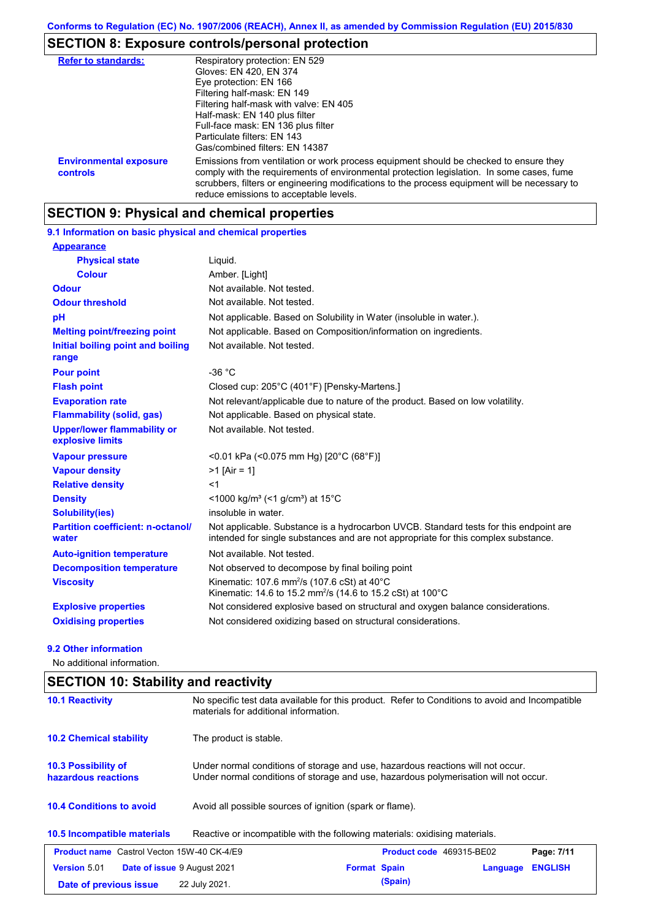## SECTION 8: Exposure controls/personal protection

| | |
|---|---|
| **Refer to standards:** | Respiratory protection: EN 529<br>Gloves: EN 420, EN 374<br>Eye protection: EN 166<br>Filtering half-mask: EN 149<br>Filtering half-mask with valve: EN 405<br>Half-mask: EN 140 plus filter<br>Full-face mask: EN 136 plus filter<br>Particulate filters: EN 143<br>Gas/combined filters: EN 14387 |
| **Environmental exposure controls** | Emissions from ventilation or work process equipment should be checked to ensure they comply with the requirements of environmental protection legislation. In some cases, fume scrubbers, filters or engineering modifications to the process equipment will be necessary to reduce emissions to acceptable levels. |

## SECTION 9: Physical and chemical properties

### 9.1 Information on basic physical and chemical properties

| | |
|---|---|
| **Appearance** | |
| **Physical state** | Liquid. |
| **Colour** | Amber. [Light] |
| **Odour** | Not available. Not tested. |
| **Odour threshold** | Not available. Not tested. |
| **pH** | Not applicable. Based on Solubility in Water (insoluble in water.). |
| **Melting point/freezing point** | Not applicable. Based on Composition/information on ingredients. |
| **Initial boiling point and boiling range** | Not available. Not tested. |
| **Pour point** | -36 °C |
| **Flash point** | Closed cup: 205°C (401°F) [Pensky-Martens.] |
| **Evaporation rate** | Not relevant/applicable due to nature of the product. Based on low volatility. |
| **Flammability (solid, gas)** | Not applicable. Based on physical state. |
| **Upper/lower flammability or explosive limits** | Not available. Not tested. |
| **Vapour pressure** | <0.01 kPa (<0.075 mm Hg) [20°C (68°F)] |
| **Vapour density** | >1 [Air = 1] |
| **Relative density** | <1 |
| **Density** | <1000 kg/m³ (<1 g/cm³) at 15°C |
| **Solubility(ies)** | insoluble in water. |
| **Partition coefficient: n-octanol/ water** | Not applicable. Substance is a hydrocarbon UVCB. Standard tests for this endpoint are intended for single substances and are not appropriate for this complex substance. |
| **Auto-ignition temperature** | Not available. Not tested. |
| **Decomposition temperature** | Not observed to decompose by final boiling point |
| **Viscosity** | Kinematic: 107.6 mm²/s (107.6 cSt) at 40°C<br>Kinematic: 14.6 to 15.2 mm²/s (14.6 to 15.2 cSt) at 100°C |
| **Explosive properties** | Not considered explosive based on structural and oxygen balance considerations. |
| **Oxidising properties** | Not considered oxidizing based on structural considerations. |

### 9.2 Other information

No additional information.

## SECTION 10: Stability and reactivity

| | |
|---|---|
| **10.1 Reactivity** | No specific test data available for this product. Refer to Conditions to avoid and Incompatible materials for additional information. |
| **10.2 Chemical stability** | The product is stable. |
| **10.3 Possibility of hazardous reactions** | Under normal conditions of storage and use, hazardous reactions will not occur.<br>Under normal conditions of storage and use, hazardous polymerisation will not occur. |
| **10.4 Conditions to avoid** | Avoid all possible sources of ignition (spark or flame). |
| **10.5 Incompatible materials** | Reactive or incompatible with the following materials: oxidising materials. |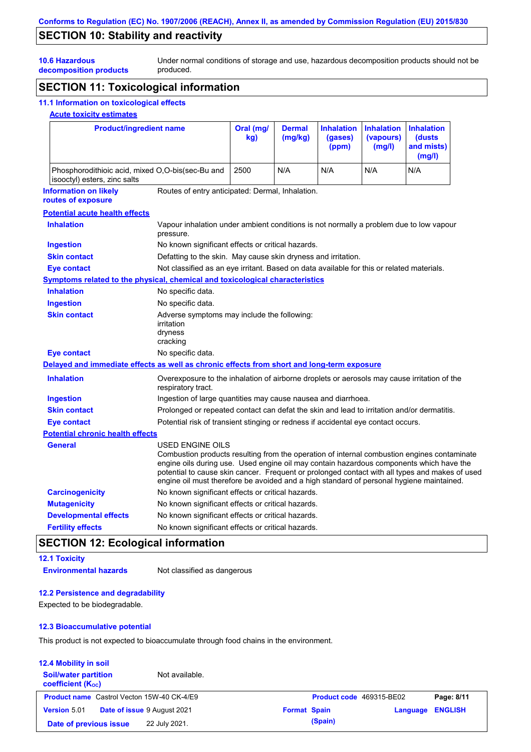## SECTION 10: Stability and reactivity

**10.6 Hazardous decomposition products**: Under normal conditions of storage and use, hazardous decomposition products should not be produced.

## SECTION 11: Toxicological information

### 11.1 Information on toxicological effects

**Acute toxicity estimates**

| Product/ingredient name | Oral (mg/kg) | Dermal (mg/kg) | Inhalation (gases) (ppm) | Inhalation (vapours) (mg/l) | Inhalation (dusts and mists) (mg/l) |
|---|---|---|---|---|---|
| Phosphorodithioic acid, mixed O,O-bis(sec-Bu and isooctyl) esters, zinc salts | 2500 | N/A | N/A | N/A | N/A |

**Information on likely routes of exposure**: Routes of entry anticipated: Dermal, Inhalation.

**Potential acute health effects**

- **Inhalation**: Vapour inhalation under ambient conditions is not normally a problem due to low vapour pressure.
- **Ingestion**: No known significant effects or critical hazards.
- **Skin contact**: Defatting to the skin. May cause skin dryness and irritation.
- **Eye contact**: Not classified as an eye irritant. Based on data available for this or related materials.

**Symptoms related to the physical, chemical and toxicological characteristics**

- **Inhalation**: No specific data.
- **Ingestion**: No specific data.
- **Skin contact**: Adverse symptoms may include the following:
  irritation
  dryness
  cracking
- **Eye contact**: No specific data.

**Delayed and immediate effects as well as chronic effects from short and long-term exposure**

- **Inhalation**: Overexposure to the inhalation of airborne droplets or aerosols may cause irritation of the respiratory tract.
- **Ingestion**: Ingestion of large quantities may cause nausea and diarrhoea.
- **Skin contact**: Prolonged or repeated contact can defat the skin and lead to irritation and/or dermatitis.
- **Eye contact**: Potential risk of transient stinging or redness if accidental eye contact occurs.

**Potential chronic health effects**

- **General**: USED ENGINE OILS
  Combustion products resulting from the operation of internal combustion engines contaminate engine oils during use. Used engine oil may contain hazardous components which have the potential to cause skin cancer. Frequent or prolonged contact with all types and makes of used engine oil must therefore be avoided and a high standard of personal hygiene maintained.
- **Carcinogenicity**: No known significant effects or critical hazards.
- **Mutagenicity**: No known significant effects or critical hazards.
- **Developmental effects**: No known significant effects or critical hazards.
- **Fertility effects**: No known significant effects or critical hazards.

## SECTION 12: Ecological information

### 12.1 Toxicity

**Environmental hazards**: Not classified as dangerous

### 12.2 Persistence and degradability

Expected to be biodegradable.

### 12.3 Bioaccumulative potential

This product is not expected to bioaccumulate through food chains in the environment.

### 12.4 Mobility in soil

**Soil/water partition coefficient ($K_{OC}$)**: Not available.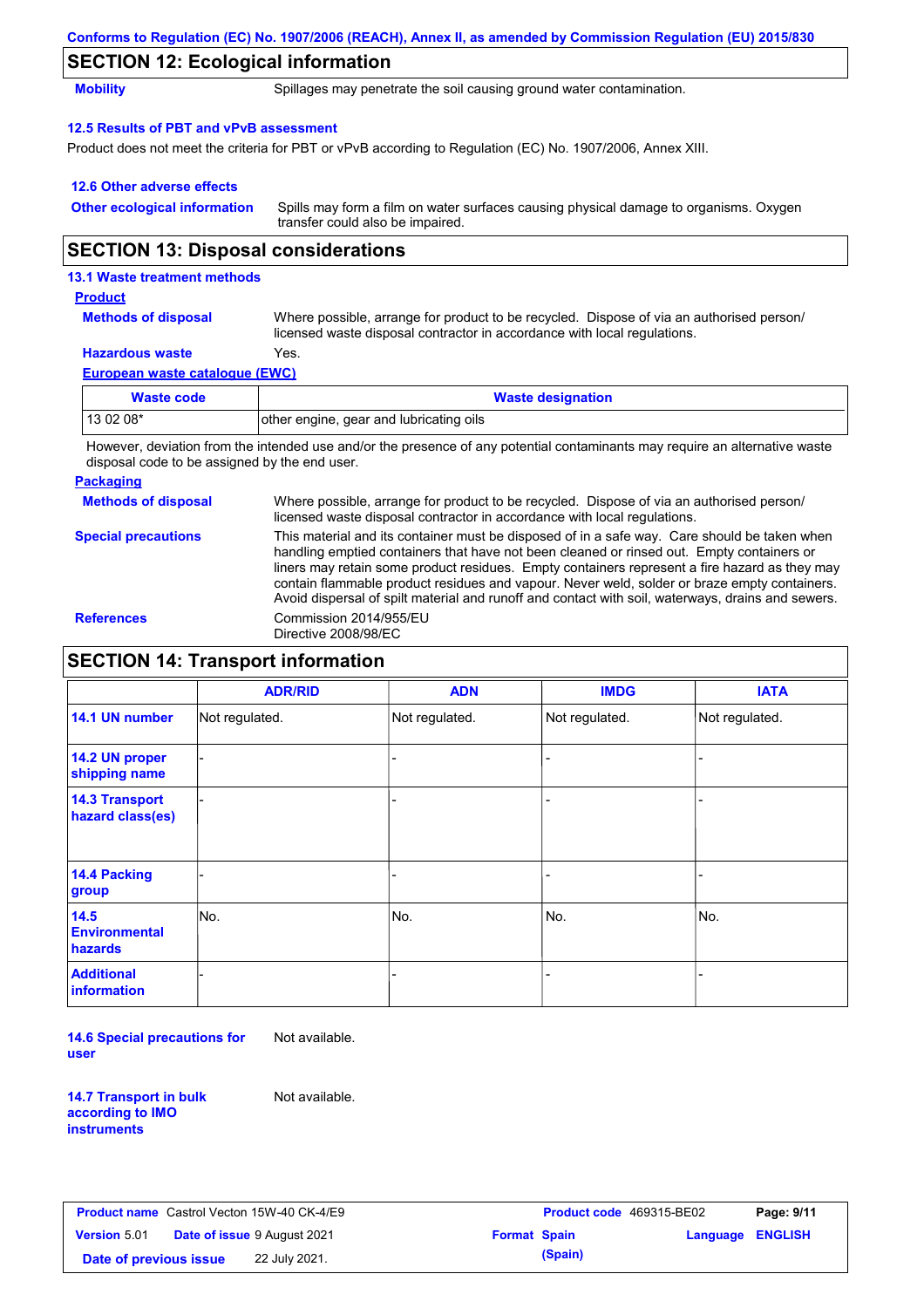Conforms to Regulation (EC) No. 1907/2006 (REACH), Annex II, as amended by Commission Regulation (EU) 2015/830

## SECTION 12: Ecological information

**Mobility** Spillages may penetrate the soil causing ground water contamination.

### 12.5 Results of PBT and vPvB assessment

Product does not meet the criteria for PBT or vPvB according to Regulation (EC) No. 1907/2006, Annex XIII.

### 12.6 Other adverse effects

**Other ecological information** Spills may form a film on water surfaces causing physical damage to organisms. Oxygen transfer could also be impaired.

## SECTION 13: Disposal considerations

### 13.1 Waste treatment methods

**Product**

**Methods of disposal** Where possible, arrange for product to be recycled. Dispose of via an authorised person/ licensed waste disposal contractor in accordance with local regulations.

**Hazardous waste** Yes.

**European waste catalogue (EWC)**

| Waste code | Waste designation |
|---|---|
| 13 02 08* | other engine, gear and lubricating oils |

However, deviation from the intended use and/or the presence of any potential contaminants may require an alternative waste disposal code to be assigned by the end user.

**Packaging**

**Methods of disposal** Where possible, arrange for product to be recycled. Dispose of via an authorised person/ licensed waste disposal contractor in accordance with local regulations.

**Special precautions** This material and its container must be disposed of in a safe way. Care should be taken when handling emptied containers that have not been cleaned or rinsed out. Empty containers or liners may retain some product residues. Empty containers represent a fire hazard as they may contain flammable product residues and vapour. Never weld, solder or braze empty containers. Avoid dispersal of spilt material and runoff and contact with soil, waterways, drains and sewers.

**References** Commission 2014/955/EU
Directive 2008/98/EC

## SECTION 14: Transport information

| | ADR/RID | ADN | IMDG | IATA |
|---|---|---|---|---|
| 14.1 UN number | Not regulated. | Not regulated. | Not regulated. | Not regulated. |
| 14.2 UN proper shipping name | - | - | - | - |
| 14.3 Transport hazard class(es) | - | - | - | - |
| 14.4 Packing group | - | - | - | - |
| 14.5 Environmental hazards | No. | No. | No. | No. |
| Additional information | - | - | - | - |

**14.6 Special precautions for user** Not available.

**14.7 Transport in bulk according to IMO instruments** Not available.

| **Product name** Castrol Vecton 15W-40 CK-4/E9 | | **Product code** 469315-BE02 | |
|---|---|---|---|
| **Version** 5.01 | **Date of issue** 9 August 2021 | **Format** Spain (Spain) | **Language** ENGLISH |
| **Date of previous issue** | 22 July 2021. | | |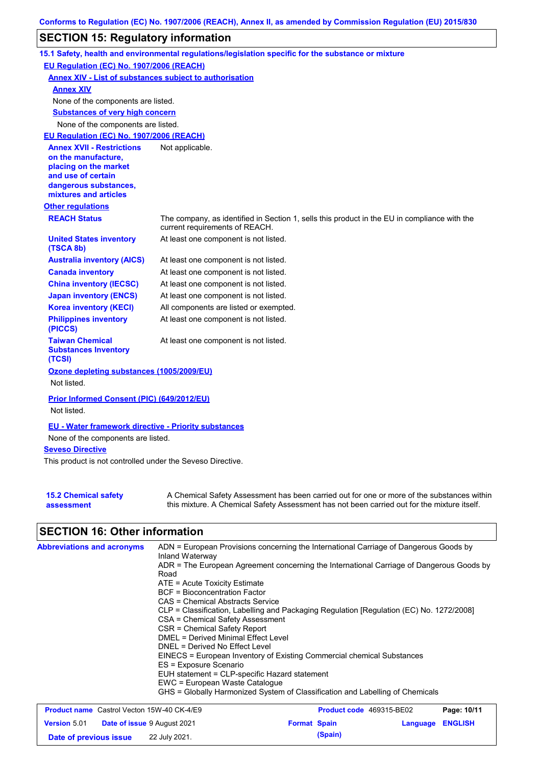Conforms to Regulation (EC) No. 1907/2006 (REACH), Annex II, as amended by Commission Regulation (EU) 2015/830

## SECTION 15: Regulatory information

### 15.1 Safety, health and environmental regulations/legislation specific for the substance or mixture

**EU Regulation (EC) No. 1907/2006 (REACH)**

**Annex XIV - List of substances subject to authorisation**

**Annex XIV**

None of the components are listed.

**Substances of very high concern**

None of the components are listed.

**EU Regulation (EC) No. 1907/2006 (REACH)**

| | |
|---|---|
| **Annex XVII - Restrictions on the manufacture, placing on the market and use of certain dangerous substances, mixtures and articles** | Not applicable. |

**Other regulations**

| | |
|---|---|
| **REACH Status** | The company, as identified in Section 1, sells this product in the EU in compliance with the current requirements of REACH. |
| **United States inventory (TSCA 8b)** | At least one component is not listed. |
| **Australia inventory (AICS)** | At least one component is not listed. |
| **Canada inventory** | At least one component is not listed. |
| **China inventory (IECSC)** | At least one component is not listed. |
| **Japan inventory (ENCS)** | At least one component is not listed. |
| **Korea inventory (KECI)** | All components are listed or exempted. |
| **Philippines inventory (PICCS)** | At least one component is not listed. |
| **Taiwan Chemical Substances Inventory (TCSI)** | At least one component is not listed. |

**Ozone depleting substances (1005/2009/EU)**

Not listed.

**Prior Informed Consent (PIC) (649/2012/EU)**

Not listed.

**EU - Water framework directive - Priority substances**

None of the components are listed.

**Seveso Directive**

This product is not controlled under the Seveso Directive.

| | |
|---|---|
| **15.2 Chemical safety assessment** | A Chemical Safety Assessment has been carried out for one or more of the substances within this mixture. A Chemical Safety Assessment has not been carried out for the mixture itself. |

## SECTION 16: Other information

**Abbreviations and acronyms**

ADN = European Provisions concerning the International Carriage of Dangerous Goods by Inland Waterway
ADR = The European Agreement concerning the International Carriage of Dangerous Goods by Road
ATE = Acute Toxicity Estimate
BCF = Bioconcentration Factor
CAS = Chemical Abstracts Service
CLP = Classification, Labelling and Packaging Regulation [Regulation (EC) No. 1272/2008]
CSA = Chemical Safety Assessment
CSR = Chemical Safety Report
DMEL = Derived Minimal Effect Level
DNEL = Derived No Effect Level
EINECS = European Inventory of Existing Commercial chemical Substances
ES = Exposure Scenario
EUH statement = CLP-specific Hazard statement
EWC = European Waste Catalogue
GHS = Globally Harmonized System of Classification and Labelling of Chemicals

| | | | |
|---|---|---|---|
| **Product name** Castrol Vecton 15W-40 CK-4/E9 | | **Product code** 469315-BE02 | |
| **Version** 5.01 | **Date of issue** 9 August 2021 | **Format** Spain (Spain) | **Language** ENGLISH |
| **Date of previous issue** | 22 July 2021. | | |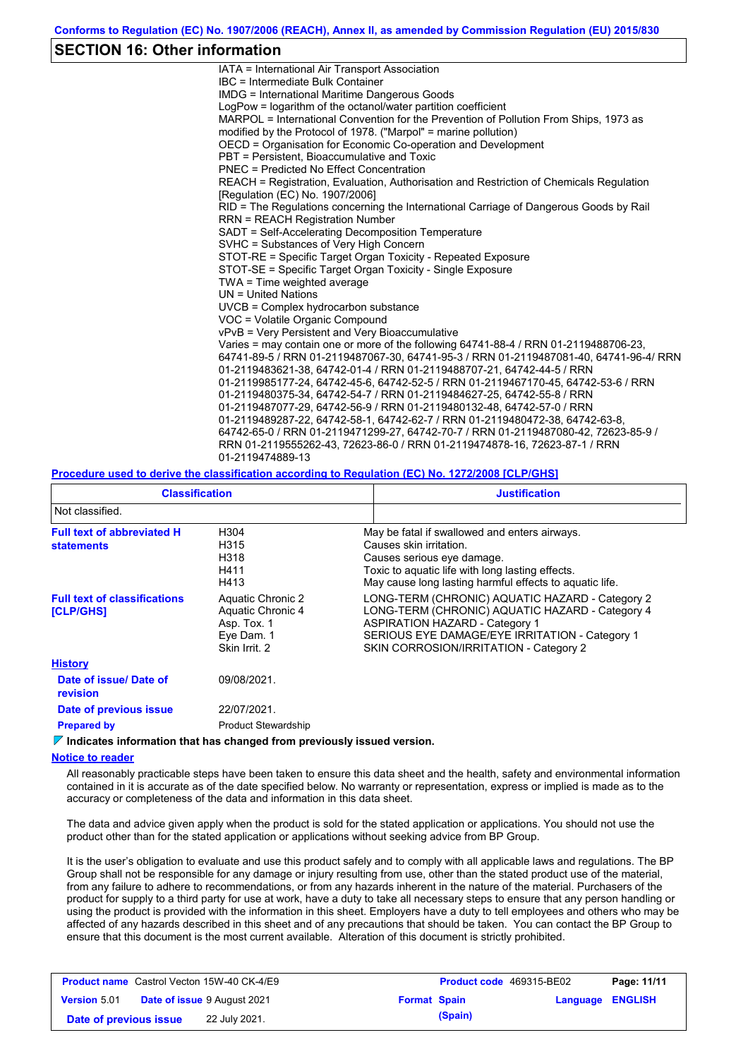## SECTION 16: Other information

IATA = International Air Transport Association
IBC = Intermediate Bulk Container
IMDG = International Maritime Dangerous Goods
LogPow = logarithm of the octanol/water partition coefficient
MARPOL = International Convention for the Prevention of Pollution From Ships, 1973 as modified by the Protocol of 1978. ("Marpol" = marine pollution)
OECD = Organisation for Economic Co-operation and Development
PBT = Persistent, Bioaccumulative and Toxic
PNEC = Predicted No Effect Concentration
REACH = Registration, Evaluation, Authorisation and Restriction of Chemicals Regulation [Regulation (EC) No. 1907/2006]
RID = The Regulations concerning the International Carriage of Dangerous Goods by Rail
RRN = REACH Registration Number
SADT = Self-Accelerating Decomposition Temperature
SVHC = Substances of Very High Concern
STOT-RE = Specific Target Organ Toxicity - Repeated Exposure
STOT-SE = Specific Target Organ Toxicity - Single Exposure
TWA = Time weighted average
UN = United Nations
UVCB = Complex hydrocarbon substance
VOC = Volatile Organic Compound
vPvB = Very Persistent and Very Bioaccumulative
Varies = may contain one or more of the following 64741-88-4 / RRN 01-2119488706-23, 64741-89-5 / RRN 01-2119487067-30, 64741-95-3 / RRN 01-2119487081-40, 64741-96-4/ RRN 01-2119483621-38, 64742-01-4 / RRN 01-2119488707-21, 64742-44-5 / RRN 01-2119985177-24, 64742-45-6, 64742-52-5 / RRN 01-2119467170-45, 64742-53-6 / RRN 01-2119480375-34, 64742-54-7 / RRN 01-2119484627-25, 64742-55-8 / RRN 01-2119487077-29, 64742-56-9 / RRN 01-2119480132-48, 64742-57-0 / RRN 01-2119489287-22, 64742-58-1, 64742-62-7 / RRN 01-2119480472-38, 64742-63-8, 64742-65-0 / RRN 01-2119471299-27, 64742-70-7 / RRN 01-2119487080-42, 72623-85-9 / RRN 01-2119555262-43, 72623-86-0 / RRN 01-2119474878-16, 72623-87-1 / RRN 01-2119474889-13

**Procedure used to derive the classification according to Regulation (EC) No. 1272/2008 [CLP/GHS]**

| Classification | Justification |
|---|---|
| Not classified. | |

**Full text of abbreviated H statements**

| | | |
|---|---|---|
| H304 | May be fatal if swallowed and enters airways. |
| H315 | Causes skin irritation. |
| H318 | Causes serious eye damage. |
| H411 | Toxic to aquatic life with long lasting effects. |
| H413 | May cause long lasting harmful effects to aquatic life. |

**Full text of classifications [CLP/GHS]**

| | |
|---|---|
| Aquatic Chronic 2 | LONG-TERM (CHRONIC) AQUATIC HAZARD - Category 2 |
| Aquatic Chronic 4 | LONG-TERM (CHRONIC) AQUATIC HAZARD - Category 4 |
| Asp. Tox. 1 | ASPIRATION HAZARD - Category 1 |
| Eye Dam. 1 | SERIOUS EYE DAMAGE/EYE IRRITATION - Category 1 |
| Skin Irrit. 2 | SKIN CORROSION/IRRITATION - Category 2 |

**History**

**Date of issue/ Date of revision** 09/08/2021.

**Date of previous issue** 22/07/2021.

**Prepared by** Product Stewardship

**Indicates information that has changed from previously issued version.**

**Notice to reader**

All reasonably practicable steps have been taken to ensure this data sheet and the health, safety and environmental information contained in it is accurate as of the date specified below. No warranty or representation, express or implied is made as to the accuracy or completeness of the data and information in this data sheet.

The data and advice given apply when the product is sold for the stated application or applications. You should not use the product other than for the stated application or applications without seeking advice from BP Group.

It is the user's obligation to evaluate and use this product safely and to comply with all applicable laws and regulations. The BP Group shall not be responsible for any damage or injury resulting from use, other than the stated product use of the material, from any failure to adhere to recommendations, or from any hazards inherent in the nature of the material. Purchasers of the product for supply to a third party for use at work, have a duty to take all necessary steps to ensure that any person handling or using the product is provided with the information in this sheet. Employers have a duty to tell employees and others who may be affected of any hazards described in this sheet and of any precautions that should be taken. You can contact the BP Group to ensure that this document is the most current available. Alteration of this document is strictly prohibited.